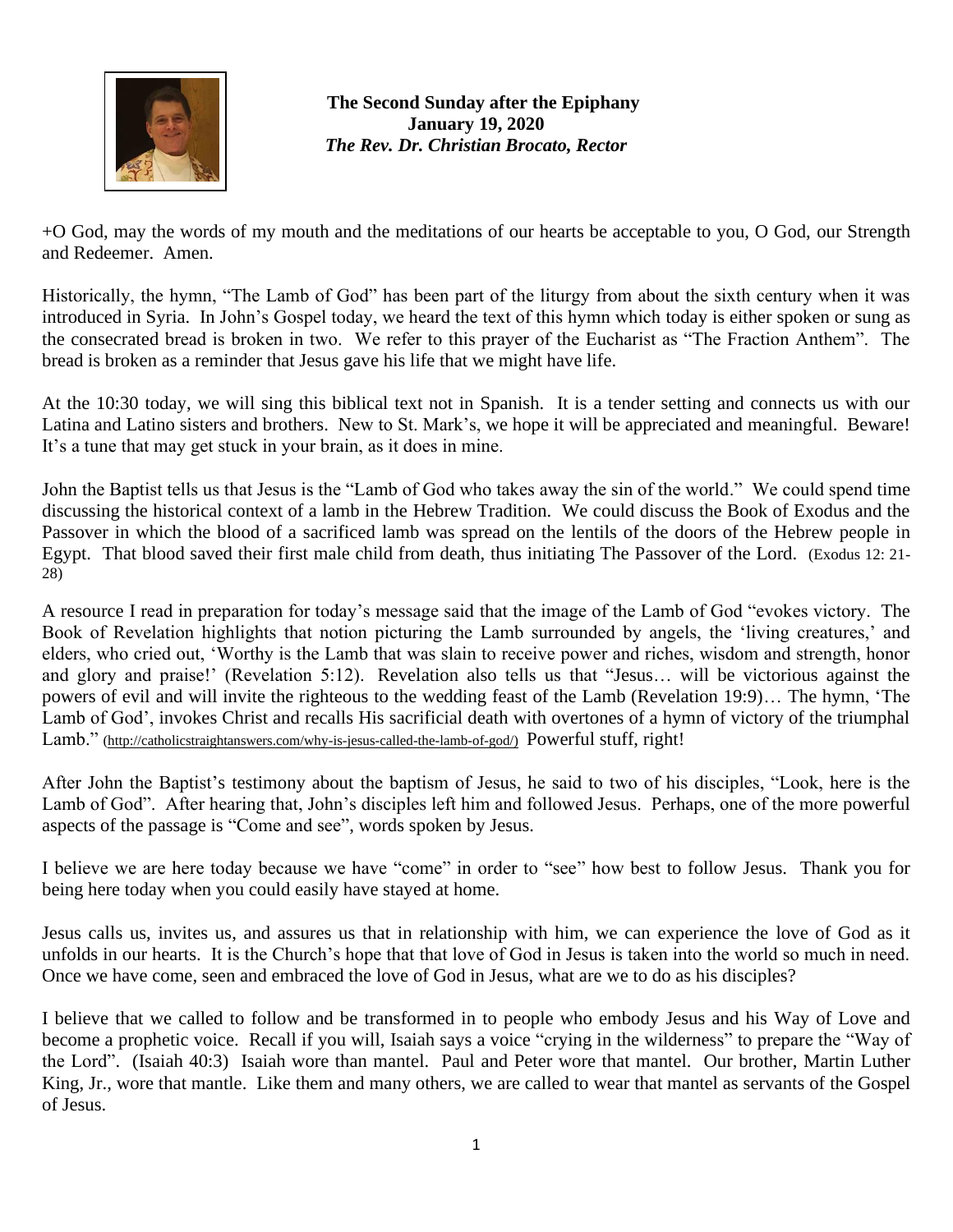**The Second Sunday after the Epiphany**
**January 19, 2020**
***The Rev. Dr. Christian Brocato, Rector***

+O God, may the words of my mouth and the meditations of our hearts be acceptable to you, O God, our Strength and Redeemer. Amen.

Historically, the hymn, "The Lamb of God" has been part of the liturgy from about the sixth century when it was introduced in Syria. In John's Gospel today, we heard the text of this hymn which today is either spoken or sung as the consecrated bread is broken in two. We refer to this prayer of the Eucharist as "The Fraction Anthem". The bread is broken as a reminder that Jesus gave his life that we might have life.

At the 10:30 today, we will sing this biblical text not in Spanish. It is a tender setting and connects us with our Latina and Latino sisters and brothers. New to St. Mark's, we hope it will be appreciated and meaningful. Beware! It's a tune that may get stuck in your brain, as it does in mine.

John the Baptist tells us that Jesus is the "Lamb of God who takes away the sin of the world." We could spend time discussing the historical context of a lamb in the Hebrew Tradition. We could discuss the Book of Exodus and the Passover in which the blood of a sacrificed lamb was spread on the lentils of the doors of the Hebrew people in Egypt. That blood saved their first male child from death, thus initiating The Passover of the Lord. (Exodus 12: 21-28)

A resource I read in preparation for today's message said that the image of the Lamb of God "evokes victory. The Book of Revelation highlights that notion picturing the Lamb surrounded by angels, the 'living creatures,' and elders, who cried out, 'Worthy is the Lamb that was slain to receive power and riches, wisdom and strength, honor and glory and praise!' (Revelation 5:12). Revelation also tells us that "Jesus… will be victorious against the powers of evil and will invite the righteous to the wedding feast of the Lamb (Revelation 19:9)… The hymn, 'The Lamb of God', invokes Christ and recalls His sacrificial death with overtones of a hymn of victory of the triumphal Lamb." (http://catholicstraightanswers.com/why-is-jesus-called-the-lamb-of-god/) Powerful stuff, right!

After John the Baptist's testimony about the baptism of Jesus, he said to two of his disciples, "Look, here is the Lamb of God". After hearing that, John's disciples left him and followed Jesus. Perhaps, one of the more powerful aspects of the passage is "Come and see", words spoken by Jesus.

I believe we are here today because we have "come" in order to "see" how best to follow Jesus. Thank you for being here today when you could easily have stayed at home.

Jesus calls us, invites us, and assures us that in relationship with him, we can experience the love of God as it unfolds in our hearts. It is the Church's hope that that love of God in Jesus is taken into the world so much in need. Once we have come, seen and embraced the love of God in Jesus, what are we to do as his disciples?

I believe that we called to follow and be transformed in to people who embody Jesus and his Way of Love and become a prophetic voice. Recall if you will, Isaiah says a voice "crying in the wilderness" to prepare the "Way of the Lord". (Isaiah 40:3) Isaiah wore than mantel. Paul and Peter wore that mantel. Our brother, Martin Luther King, Jr., wore that mantle. Like them and many others, we are called to wear that mantel as servants of the Gospel of Jesus.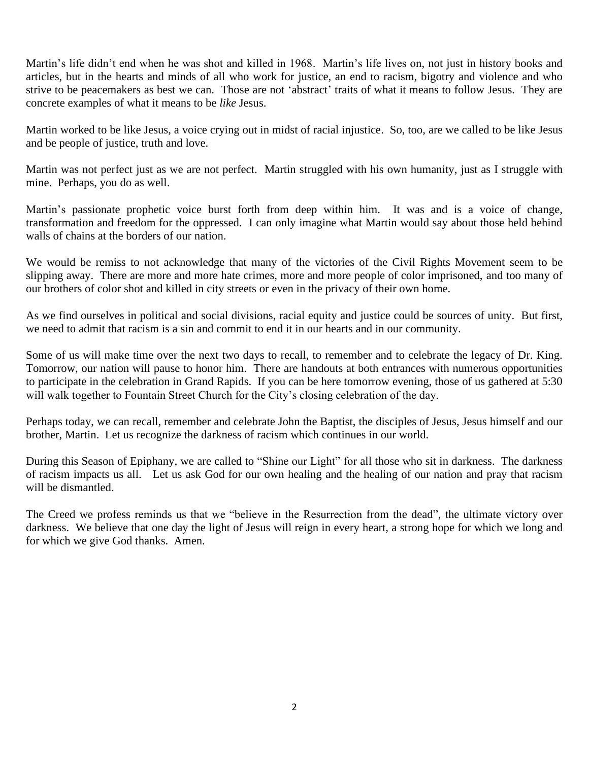Martin's life didn't end when he was shot and killed in 1968. Martin's life lives on, not just in history books and articles, but in the hearts and minds of all who work for justice, an end to racism, bigotry and violence and who strive to be peacemakers as best we can. Those are not 'abstract' traits of what it means to follow Jesus. They are concrete examples of what it means to be *like* Jesus.

Martin worked to be like Jesus, a voice crying out in midst of racial injustice. So, too, are we called to be like Jesus and be people of justice, truth and love.

Martin was not perfect just as we are not perfect. Martin struggled with his own humanity, just as I struggle with mine. Perhaps, you do as well.

Martin's passionate prophetic voice burst forth from deep within him. It was and is a voice of change, transformation and freedom for the oppressed. I can only imagine what Martin would say about those held behind walls of chains at the borders of our nation.

We would be remiss to not acknowledge that many of the victories of the Civil Rights Movement seem to be slipping away. There are more and more hate crimes, more and more people of color imprisoned, and too many of our brothers of color shot and killed in city streets or even in the privacy of their own home.

As we find ourselves in political and social divisions, racial equity and justice could be sources of unity. But first, we need to admit that racism is a sin and commit to end it in our hearts and in our community.

Some of us will make time over the next two days to recall, to remember and to celebrate the legacy of Dr. King. Tomorrow, our nation will pause to honor him. There are handouts at both entrances with numerous opportunities to participate in the celebration in Grand Rapids. If you can be here tomorrow evening, those of us gathered at 5:30 will walk together to Fountain Street Church for the City's closing celebration of the day.

Perhaps today, we can recall, remember and celebrate John the Baptist, the disciples of Jesus, Jesus himself and our brother, Martin. Let us recognize the darkness of racism which continues in our world.

During this Season of Epiphany, we are called to "Shine our Light" for all those who sit in darkness. The darkness of racism impacts us all. Let us ask God for our own healing and the healing of our nation and pray that racism will be dismantled.

The Creed we profess reminds us that we "believe in the Resurrection from the dead", the ultimate victory over darkness. We believe that one day the light of Jesus will reign in every heart, a strong hope for which we long and for which we give God thanks. Amen.